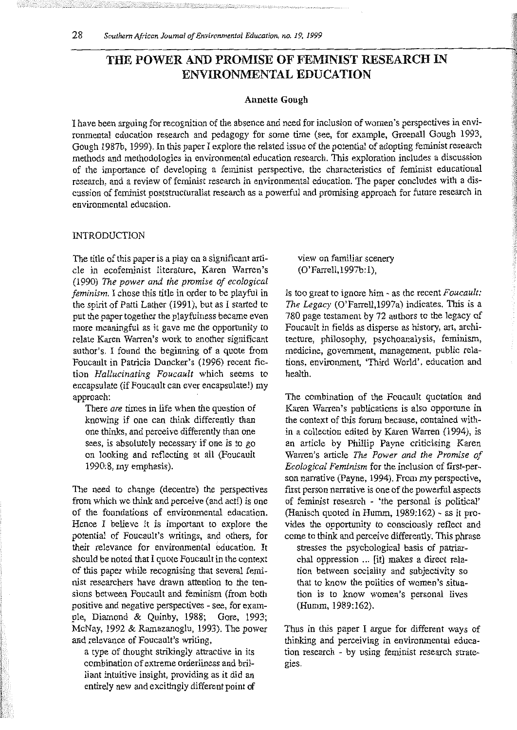# THE POWER AND PROMISE OF FEMINIST RESEARCH IN ENVIRONMENTAL EDUCATION

**Annette Gough**

I have been arguing for recognition of the absence and need for inclusion of women's perspectives in environmental education research and pedagogy for some time (see, for example, Greenall Gough 1993, Gough 1987b, 1999). In this paper I explore the related issue of the potential of adopting feminist research methods and methodologies in environmental education research. This exploration includes a discussion of the importance of developing a feminist perspective, the characteristics of feminist educational research, and a review of feminist research in environmental education. The paper concludes with a discussion of feminist poststructuralist research as a powerful and promising approach for future research in environmental education.

## INTRODUCTION

The title of this paper is a play on a significant article in ecofeminist literature, Karen Warren's (1990) *The power and the promise of ecological feminism*. I chose this title in order to be playful in the spirit of Patti Lather (1991), but as I started to put the paper together the playfulness became even more meaningful as it gave me the opportunity to relate Karen Warren's work to another significant author's. I found the beginning of a quote from Foucault in Patricia Duncker's (1996) recent fiction *Hallucinating Foucault* which seems to encapsulate (if Foucault can ever encapsulate!) my approach:

> There *are* times in life when the question of knowing if one can think differently than one thinks, and perceive differently than one sees, is absolutely necessary if one is to go on looking and reflecting at all (Foucault 1990:8, my emphasis).

The need to change (decentre) the perspectives from which we think and perceive (and act!) is one of the foundations of environmental education. Hence I believe it is important to explore the potential of Foucault's writings, and others, for their relevance for environmental education. It should be noted that I quote Foucault in the context of this paper while recognising that several feminist researchers have drawn attention to the tensions between Foucault and feminism (from both positive and negative perspectives - see, for example, Diamond & Quinby, 1988; Gore, 1993; McNay, 1992 & Ramazanoglu, 1993). The power and relevance of Foucault's writing,

> a type of thought strikingly attractive in its combination of extreme orderliness and brilliant intuitive insight, providing as it did an entirely new and excitingly different point of view on familiar scenery (O'Farrell,1997b:1),

is too great to ignore him - as the recent *Foucault: The Legacy* (O'Farrell,1997a) indicates. This is a 780 page testament by 72 authors to the legacy of Foucault in fields as disperse as history, art, architecture, philosophy, psychoanalysis, feminism, medicine, government, management, public relations, environment, 'Third World', education and health.

The combination of the Foucault quotation and Karen Warren's publications is also opportune in the context of this forum because, contained within a collection edited by Karen Warren (1994), is an article by Phillip Payne criticising Karen Warren's article *The Power and the Promise of Ecological Feminism* for the inclusion of first-person narrative (Payne, 1994). From my perspective, first person narrative is one of the powerful aspects of feminist research - 'the personal is political' (Hanisch quoted in Humm, 1989:162) - as it provides the opportunity to consciously reflect and come to think and perceive differently. This phrase

> stresses the psychological basis of patriarchal oppression ... [it] makes a direct relation between sociality and subjectivity so that to know the politics of women's situation is to know women's personal lives (Humm, 1989:162).

Thus in this paper I argue for different ways of thinking and perceiving in environmental education research - by using feminist research strategies.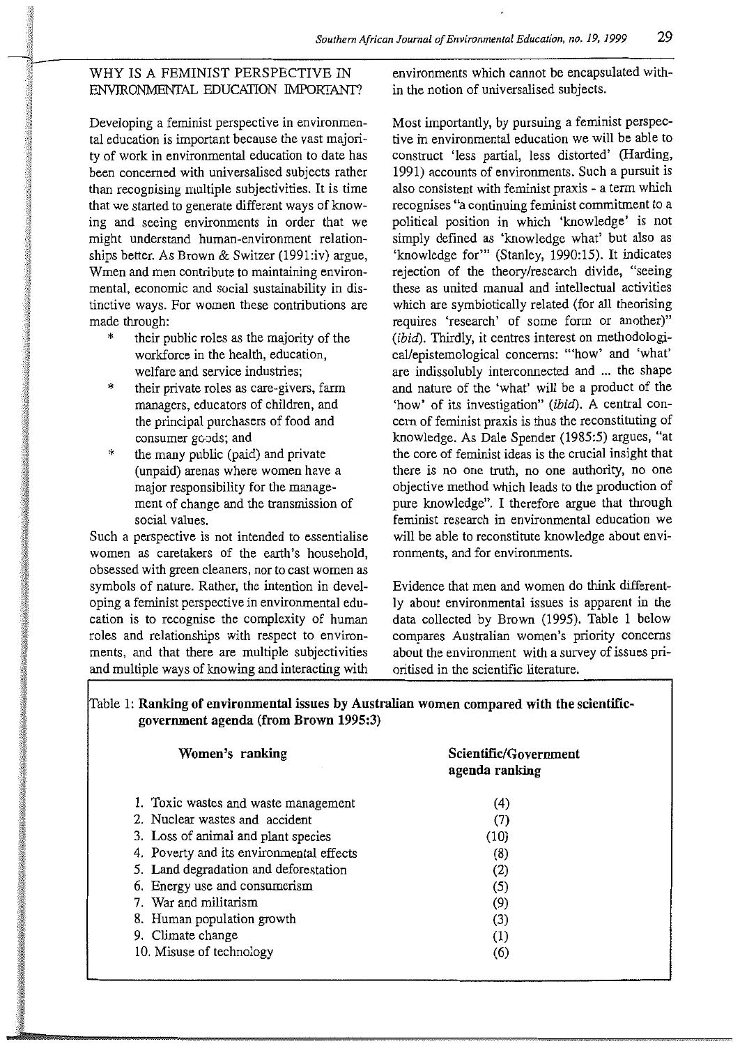## WHY IS A FEMINIST PERSPECTIVE IN ENVIRONMENTAL EDUCATION IMPORTANT?

Developing a feminist perspective in environmental education is important because the vast majority of work in environmental education to date has been concerned with universalised subjects rather than recognising multiple subjectivities. It is time that we started to generate different ways of knowing and seeing environments in order that we might understand human-environment relationships better. As Brown & Switzer (1991:iv) argue, Wmen and men contribute to maintaining environmental, economic and social sustainability in distinctive ways. For women these contributions are made through:

* their public roles as the majority of the workforce in the health, education, welfare and service industries;
* their private roles as care-givers, farm managers, educators of children, and the principal purchasers of food and consumer goods; and
* the many public (paid) and private (unpaid) arenas where women have a major responsibility for the management of change and the transmission of social values.

Such a perspective is not intended to essentialise women as caretakers of the earth's household, obsessed with green cleaners, nor to cast women as symbols of nature. Rather, the intention in developing a feminist perspective in environmental education is to recognise the complexity of human roles and relationships with respect to environments, and that there are multiple subjectivities and multiple ways of knowing and interacting with environments which cannot be encapsulated within the notion of universalised subjects.

Most importantly, by pursuing a feminist perspective in environmental education we will be able to construct 'less partial, less distorted' (Harding, 1991) accounts of environments. Such a pursuit is also consistent with feminist praxis - a term which recognises "a continuing feminist commitment to a political position in which 'knowledge' is not simply defined as 'knowledge what' but also as 'knowledge for'" (Stanley, 1990:15). It indicates rejection of the theory/research divide, "seeing these as united manual and intellectual activities which are symbiotically related (for all theorising requires 'research' of some form or another)" (*ibid*). Thirdly, it centres interest on methodological/epistemological concerns: "'how' and 'what' are indissolubly interconnected and ... the shape and nature of the 'what' will be a product of the 'how' of its investigation" (*ibid*). A central concern of feminist praxis is thus the reconstituting of knowledge. As Dale Spender (1985:5) argues, "at the core of feminist ideas is the crucial insight that there is no one truth, no one authority, no one objective method which leads to the production of pure knowledge". I therefore argue that through feminist research in environmental education we will be able to reconstitute knowledge about environments, and for environments.

Evidence that men and women do think differently about environmental issues is apparent in the data collected by Brown (1995). Table 1 below compares Australian women's priority concerns about the environment with a survey of issues prioritised in the scientific literature.

Table 1: **Ranking of environmental issues by Australian women compared with the scientific-government agenda (from Brown 1995:3)**

| Women's ranking | Scientific/Government agenda ranking |
|---|---|
| 1. Toxic wastes and waste management | (4) |
| 2. Nuclear wastes and accident | (7) |
| 3. Loss of animal and plant species | (10) |
| 4. Poverty and its environmental effects | (8) |
| 5. Land degradation and deforestation | (2) |
| 6. Energy use and consumerism | (5) |
| 7. War and militarism | (9) |
| 8. Human population growth | (3) |
| 9. Climate change | (1) |
| 10. Misuse of technology | (6) |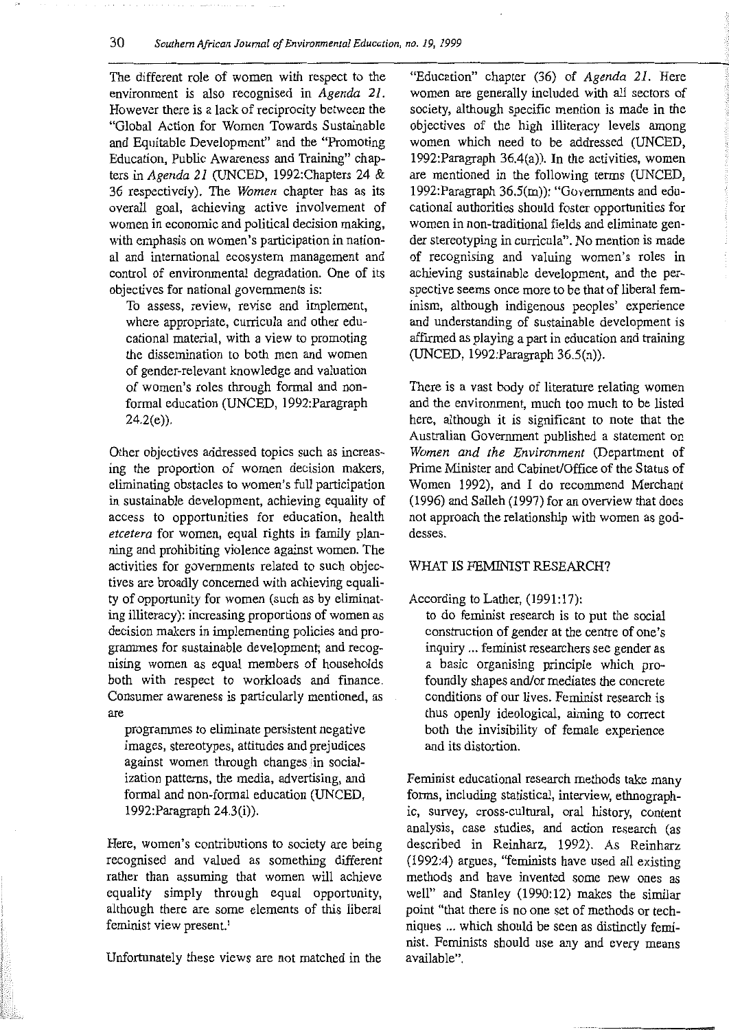The different role of women with respect to the environment is also recognised in *Agenda 21*. However there is a lack of reciprocity between the "Global Action for Women Towards Sustainable and Equitable Development" and the "Promoting Education, Public Awareness and Training" chapters in *Agenda 21* (UNCED, 1992:Chapters 24 & 36 respectively). The *Women* chapter has as its overall goal, achieving active involvement of women in economic and political decision making, with emphasis on women's participation in national and international ecosystem management and control of environmental degradation. One of its objectives for national governments is:

> To assess, review, revise and implement, where appropriate, curricula and other educational material, with a view to promoting the dissemination to both men and women of gender-relevant knowledge and valuation of women's roles through formal and non-formal education (UNCED, 1992:Paragraph 24.2(e)).

Other objectives addressed topics such as increasing the proportion of women decision makers, eliminating obstacles to women's full participation in sustainable development, achieving equality of access to opportunities for education, health *etcetera* for women, equal rights in family planning and prohibiting violence against women. The activities for governments related to such objectives are broadly concerned with achieving equality of opportunity for women (such as by eliminating illiteracy): increasing proportions of women as decision makers in implementing policies and programmes for sustainable development; and recognising women as equal members of households both with respect to workloads and finance. Consumer awareness is particularly mentioned, as are

> programmes to eliminate persistent negative images, stereotypes, attitudes and prejudices against women through changes in socialization patterns, the media, advertising, and formal and non-formal education (UNCED, 1992:Paragraph 24.3(i)).

Here, women's contributions to society are being recognised and valued as something different rather than assuming that women will achieve equality simply through equal opportunity, although there are some elements of this liberal feminist view present.[1]

Unfortunately these views are not matched in the "Education" chapter (36) of *Agenda 21*. Here women are generally included with all sectors of society, although specific mention is made in the objectives of the high illiteracy levels among women which need to be addressed (UNCED, 1992:Paragraph 36.4(a)). In the activities, women are mentioned in the following terms (UNCED, 1992:Paragraph 36.5(m)): "Governments and educational authorities should foster opportunities for women in non-traditional fields and eliminate gender stereotyping in curricula". No mention is made of recognising and valuing women's roles in achieving sustainable development, and the perspective seems once more to be that of liberal feminism, although indigenous peoples' experience and understanding of sustainable development is affirmed as playing a part in education and training (UNCED, 1992:Paragraph 36.5(n)).

There is a vast body of literature relating women and the environment, much too much to be listed here, although it is significant to note that the Australian Government published a statement on *Women and the Environment* (Department of Prime Minister and Cabinet/Office of the Status of Women 1992), and I do recommend Merchant (1996) and Salleh (1997) for an overview that does not approach the relationship with women as goddesses.

## WHAT IS FEMINIST RESEARCH?

According to Lather, (1991:17):

> to do feminist research is to put the social construction of gender at the centre of one's inquiry ... feminist researchers see gender as a basic organising principle which profoundly shapes and/or mediates the concrete conditions of our lives. Feminist research is thus openly ideological, aiming to correct both the invisibility of female experience and its distortion.

Feminist educational research methods take many forms, including statistical, interview, ethnographic, survey, cross-cultural, oral history, content analysis, case studies, and action research (as described in Reinharz, 1992). As Reinharz (1992:4) argues, "feminists have used all existing methods and have invented some new ones as well" and Stanley (1990:12) makes the similar point "that there is no one set of methods or techniques ... which should be seen as distinctly feminist. Feminists should use any and every means available".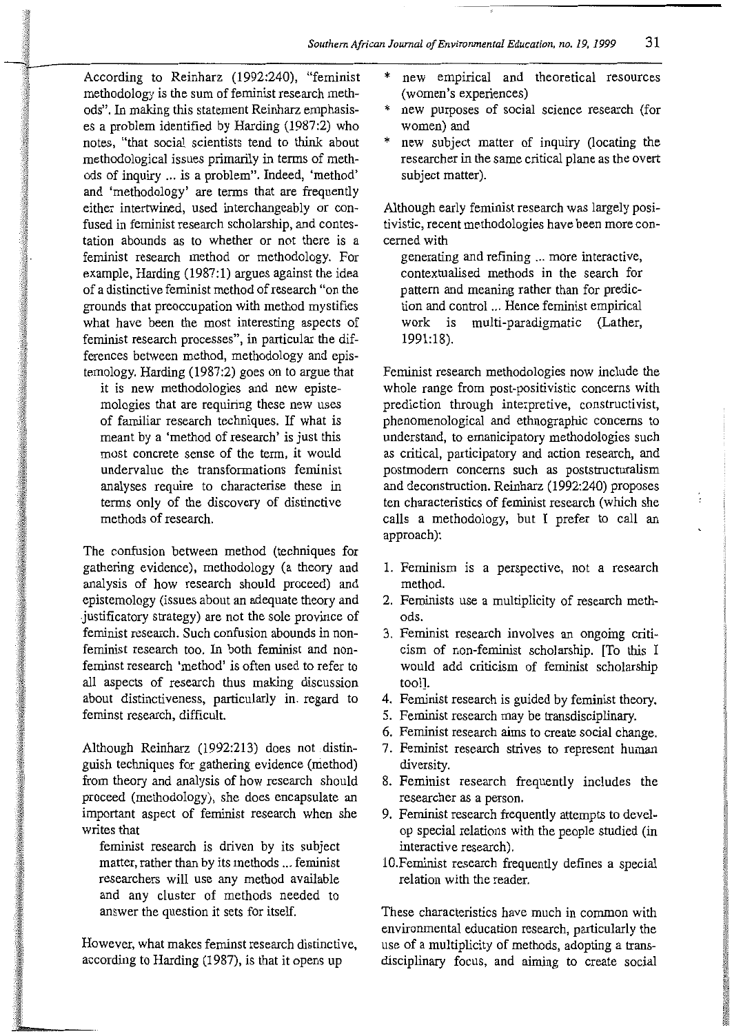According to Reinharz (1992:240), "feminist methodology is the sum of feminist research methods". In making this statement Reinharz emphasises a problem identified by Harding (1987:2) who notes, "that social scientists tend to think about methodological issues primarily in terms of methods of inquiry ... is a problem". Indeed, 'method' and 'methodology' are terms that are frequently either intertwined, used interchangeably or confused in feminist research scholarship, and contestation abounds as to whether or not there is a feminist research method or methodology. For example, Harding (1987:1) argues against the idea of a distinctive feminist method of research "on the grounds that preoccupation with method mystifies what have been the most interesting aspects of feminist research processes", in particular the differences between method, methodology and epistemology. Harding (1987:2) goes on to argue that

> it is new methodologies and new epistemologies that are requiring these new uses of familiar research techniques. If what is meant by a 'method of research' is just this most concrete sense of the term, it would undervalue the transformations feminist analyses require to characterise these in terms only of the discovery of distinctive methods of research.

The confusion between method (techniques for gathering evidence), methodology (a theory and analysis of how research should proceed) and epistemology (issues about an adequate theory and justificatory strategy) are not the sole province of feminist research. Such confusion abounds in non-feminist research too. In both feminist and non-feminst research 'method' is often used to refer to all aspects of research thus making discussion about distinctiveness, particularly in regard to feminst research, difficult.

Although Reinharz (1992:213) does not distinguish techniques for gathering evidence (method) from theory and analysis of how research should proceed (methodology), she does encapsulate an important aspect of feminist research when she writes that

> feminist research is driven by its subject matter, rather than by its methods ... feminist researchers will use any method available and any cluster of methods needed to answer the question it sets for itself.

However, what makes feminst research distinctive, according to Harding (1987), is that it opens up

* new empirical and theoretical resources (women's experiences)
* new purposes of social science research (for women) and
* new subject matter of inquiry (locating the researcher in the same critical plane as the overt subject matter).

Although early feminist research was largely positivistic, recent methodologies have been more concerned with

> generating and refining ... more interactive, contextualised methods in the search for pattern and meaning rather than for prediction and control ... Hence feminist empirical work is multi-paradigmatic (Lather, 1991:18).

Feminist research methodologies now include the whole range from post-positivistic concerns with prediction through interpretive, constructivist, phenomenological and ethnographic concerns to understand, to emanicipatory methodologies such as critical, participatory and action research, and postmodern concerns such as poststructuralism and deconstruction. Reinharz (1992:240) proposes ten characteristics of feminist research (which she calls a methodology, but I prefer to call an approach):

1. Feminism is a perspective, not a research method.
2. Feminists use a multiplicity of research methods.
3. Feminist research involves an ongoing criticism of non-feminist scholarship. [To this I would add criticism of feminist scholarship too!].
4. Feminist research is guided by feminist theory.
5. Feminist research may be transdisciplinary.
6. Feminist research aims to create social change.
7. Feminist research strives to represent human diversity.
8. Feminist research frequently includes the researcher as a person.
9. Feminist research frequently attempts to develop special relations with the people studied (in interactive research).
10. Feminist research frequently defines a special relation with the reader.

These characteristics have much in common with environmental education research, particularly the use of a multiplicity of methods, adopting a transdisciplinary focus, and aiming to create social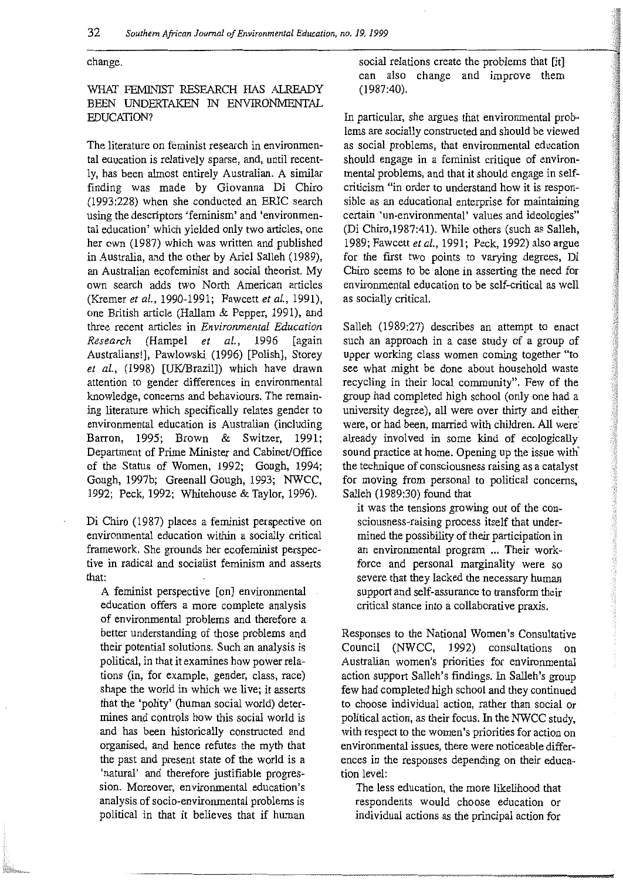change.

## WHAT FEMINIST RESEARCH HAS ALREADY BEEN UNDERTAKEN IN ENVIRONMENTAL EDUCATION?

The literature on feminist research in environmental education is relatively sparse, and, until recently, has been almost entirely Australian. A similar finding was made by Giovanna Di Chiro (1993:228) when she conducted an ERIC search using the descriptors 'feminism' and 'environmental education' which yielded only two articles, one her own (1987) which was written and published in Australia, and the other by Ariel Salleh (1989), an Australian ecofeminist and social theorist. My own search adds two North American articles (Kremer *et al.*, 1990-1991; Fawcett *et al.*, 1991), one British article (Hallam & Pepper, 1991), and three recent articles in *Environmental Education Research* (Hampel *et al.*, 1996 [again Australians!], Pawlowski (1996) [Polish], Storey *et al.*, (1998) [UK/Brazil]) which have drawn attention to gender differences in environmental knowledge, concerns and behaviours. The remaining literature which specifically relates gender to environmental education is Australian (including Barron, 1995; Brown & Switzer, 1991; Department of Prime Minister and Cabinet/Office of the Status of Women, 1992; Gough, 1994; Gough, 1997b; Greenall Gough, 1993; NWCC, 1992; Peck, 1992; Whitehouse & Taylor, 1996).

Di Chiro (1987) places a feminist perspective on environmental education within a socially critical framework. She grounds her ecofeminist perspective in radical and socialist feminism and asserts that:

> A feminist perspective [on] environmental education offers a more complete analysis of environmental problems and therefore a better understanding of those problems and their potential solutions. Such an analysis is political, in that it examines how power relations (in, for example, gender, class, race) shape the world in which we live; it asserts that the 'polity' (human social world) determines and controls how this social world is and has been historically constructed and organised, and hence refutes the myth that the past and present state of the world is a 'natural' and therefore justifiable progression. Moreover, environmental education's analysis of socio-environmental problems is political in that it believes that if human social relations create the problems that [it] can also change and improve them (1987:40).

In particular, she argues that environmental problems are socially constructed and should be viewed as social problems, that environmental education should engage in a feminist critique of environmental problems, and that it should engage in self-criticism "in order to understand how it is responsible as an educational enterprise for maintaining certain 'un-environmental' values and ideologies" (Di Chiro,1987:41). While others (such as Salleh, 1989; Fawcett *et al.*, 1991; Peck, 1992) also argue for the first two points to varying degrees, Di Chiro seems to be alone in asserting the need for environmental education to be self-critical as well as socially critical.

Salleh (1989:27) describes an attempt to enact such an approach in a case study of a group of upper working class women coming together "to see what might be done about household waste recycling in their local community". Few of the group had completed high school (only one had a university degree), all were over thirty and either were, or had been, married with children. All were already involved in some kind of ecologically sound practice at home. Opening up the issue with the technique of consciousness raising as a catalyst for moving from personal to political concerns, Salleh (1989:30) found that

> it was the tensions growing out of the consciousness-raising process itself that undermined the possibility of their participation in an environmental program ... Their workforce and personal marginality were so severe that they lacked the necessary human support and self-assurance to transform their critical stance into a collaborative praxis.

Responses to the National Women's Consultative Council (NWCC, 1992) consultations on Australian women's priorities for environmental action support Salleh's findings. In Salleh's group few had completed high school and they continued to choose individual action, rather than social or political action, as their focus. In the NWCC study, with respect to the women's priorities for action on environmental issues, there were noticeable differences in the responses depending on their education level:

> The less education, the more likelihood that respondents would choose education or individual actions as the principal action for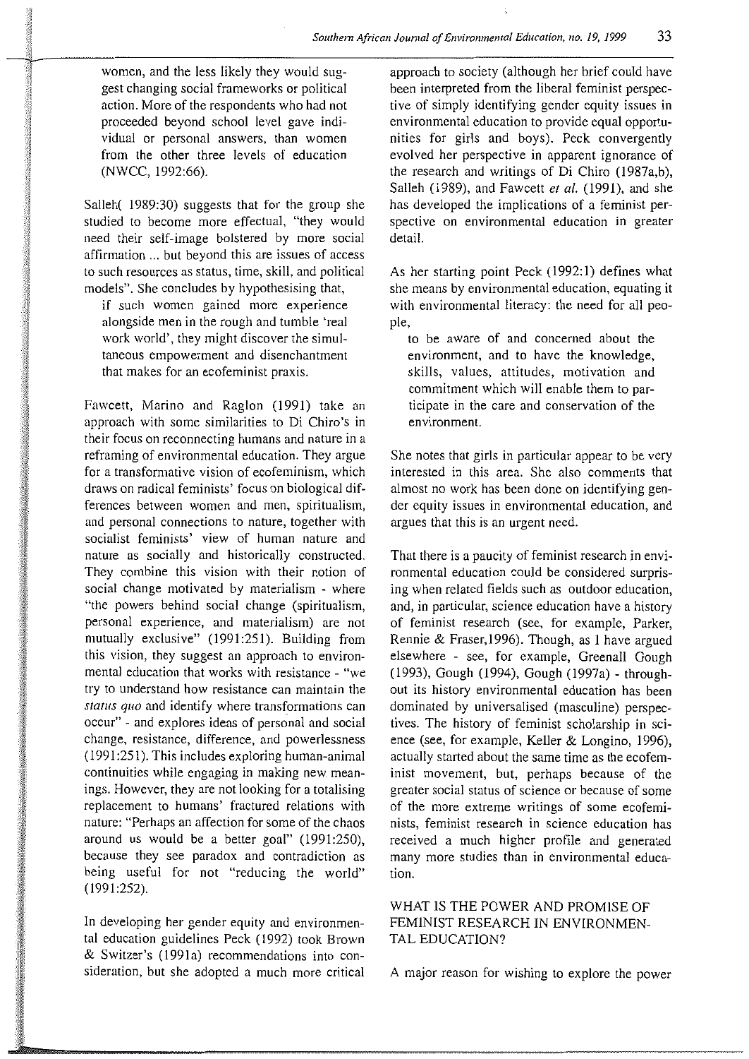women, and the less likely they would suggest changing social frameworks or political action. More of the respondents who had not proceeded beyond school level gave individual or personal answers, than women from the other three levels of education (NWCC, 1992:66).

Salleh( 1989:30) suggests that for the group she studied to become more effectual, "they would need their self-image bolstered by more social affirmation ... but beyond this are issues of access to such resources as status, time, skill, and political models". She concludes by hypothesising that,

> if such women gained more experience alongside men in the rough and tumble 'real work world', they might discover the simultaneous empowerment and disenchantment that makes for an ecofeminist praxis.

Fawcett, Marino and Raglon (1991) take an approach with some similarities to Di Chiro's in their focus on reconnecting humans and nature in a reframing of environmental education. They argue for a transformative vision of ecofeminism, which draws on radical feminists' focus on biological differences between women and men, spiritualism, and personal connections to nature, together with socialist feminists' view of human nature and nature as socially and historically constructed. They combine this vision with their notion of social change motivated by materialism - where "the powers behind social change (spiritualism, personal experience, and materialism) are not mutually exclusive" (1991:251). Building from this vision, they suggest an approach to environmental education that works with resistance - "we try to understand how resistance can maintain the *status quo* and identify where transformations can occur" - and explores ideas of personal and social change, resistance, difference, and powerlessness (1991:251). This includes exploring human-animal continuities while engaging in making new meanings. However, they are not looking for a totalising replacement to humans' fractured relations with nature: "Perhaps an affection for some of the chaos around us would be a better goal" (1991:250), because they see paradox and contradiction as being useful for not "reducing the world" (1991:252).

In developing her gender equity and environmental education guidelines Peck (1992) took Brown & Switzer's (1991a) recommendations into consideration, but she adopted a much more critical approach to society (although her brief could have been interpreted from the liberal feminist perspective of simply identifying gender equity issues in environmental education to provide equal opportunities for girls and boys). Peck convergently evolved her perspective in apparent ignorance of the research and writings of Di Chiro (1987a,b), Salleh (1989), and Fawcett *et al.* (1991), and she has developed the implications of a feminist perspective on environmental education in greater detail.

As her starting point Peck (1992:1) defines what she means by environmental education, equating it with environmental literacy: the need for all people,

> to be aware of and concerned about the environment, and to have the knowledge, skills, values, attitudes, motivation and commitment which will enable them to participate in the care and conservation of the environment.

She notes that girls in particular appear to be very interested in this area. She also comments that almost no work has been done on identifying gender equity issues in environmental education, and argues that this is an urgent need.

That there is a paucity of feminist research in environmental education could be considered surprising when related fields such as outdoor education, and, in particular, science education have a history of feminist research (see, for example, Parker, Rennie & Fraser,1996). Though, as I have argued elsewhere - see, for example, Greenall Gough (1993), Gough (1994), Gough (1997a) - throughout its history environmental education has been dominated by universalised (masculine) perspectives. The history of feminist scholarship in science (see, for example, Keller & Longino, 1996), actually started about the same time as the ecofeminist movement, but, perhaps because of the greater social status of science or because of some of the more extreme writings of some ecofeminists, feminist research in science education has received a much higher profile and generated many more studies than in environmental education.

## WHAT IS THE POWER AND PROMISE OF FEMINIST RESEARCH IN ENVIRONMENTAL EDUCATION?

A major reason for wishing to explore the power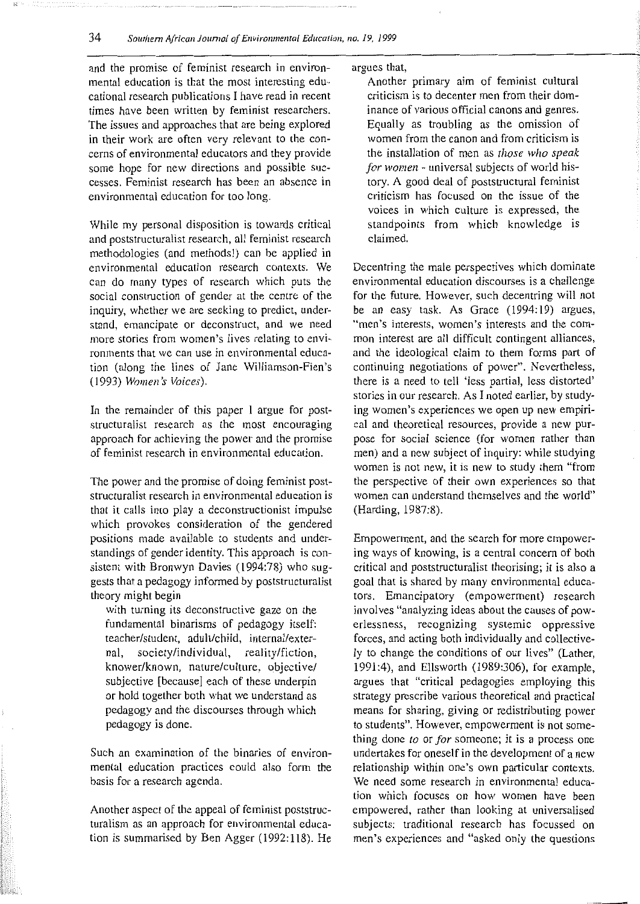and the promise of feminist research in environmental education is that the most interesting educational research publications I have read in recent times have been written by feminist researchers. The issues and approaches that are being explored in their work are often very relevant to the concerns of environmental educators and they provide some hope for new directions and possible successes. Feminist research has been an absence in environmental education for too long.

While my personal disposition is towards critical and poststructuralist research, all feminist research methodologies (and methods!) can be applied in environmental education research contexts. We can do many types of research which puts the social construction of gender at the centre of the inquiry, whether we are seeking to predict, understand, emancipate or deconstruct, and we need more stories from women's lives relating to environments that we can use in environmental education (along the lines of Jane Williamson-Fien's (1993) *Women's Voices*).

In the remainder of this paper I argue for poststructuralist research as the most encouraging approach for achieving the power and the promise of feminist research in environmental education.

The power and the promise of doing feminist poststructuralist research in environmental education is that it calls into play a deconstructionist impulse which provokes consideration of the gendered positions made available to students and understandings of gender identity. This approach is consistent with Bronwyn Davies (1994:78) who suggests that a pedagogy informed by poststructuralist theory might begin

> with turning its deconstructive gaze on the fundamental binarisms of pedagogy itself: teacher/student, adult/child, internal/external, society/individual, reality/fiction, knower/known, nature/culture, objective/subjective [because] each of these underpin or hold together both what we understand as pedagogy and the discourses through which pedagogy is done.

Such an examination of the binaries of environmental education practices could also form the basis for a research agenda.

Another aspect of the appeal of feminist poststructuralism as an approach for environmental education is summarised by Ben Agger (1992:118). He argues that,

> Another primary aim of feminist cultural criticism is to decenter men from their dominance of various official canons and genres. Equally as troubling as the omission of women from the canon and from criticism is the installation of men as *those who speak for women* - universal subjects of world history. A good deal of poststructural feminist criticism has focused on the issue of the voices in which culture is expressed, the standpoints from which knowledge is claimed.

Decentring the male perspectives which dominate environmental education discourses is a challenge for the future. However, such decentring will not be an easy task. As Grace (1994:19) argues, "men's interests, women's interests and the common interest are all difficult contingent alliances, and the ideological claim to them forms part of continuing negotiations of power". Nevertheless, there is a need to tell 'less partial, less distorted' stories in our research. As I noted earlier, by studying women's experiences we open up new empirical and theoretical resources, provide a new purpose for social science (for women rather than men) and a new subject of inquiry: while studying women is not new, it is new to study them "from the perspective of their own experiences so that women can understand themselves and the world" (Harding, 1987:8).

Empowerment, and the search for more empowering ways of knowing, is a central concern of both critical and poststructuralist theorising; it is also a goal that is shared by many environmental educators. Emancipatory (empowerment) research involves "analyzing ideas about the causes of powerlessness, recognizing systemic oppressive forces, and acting both individually and collectively to change the conditions of our lives" (Lather, 1991:4), and Ellsworth (1989:306), for example, argues that "critical pedagogies employing this strategy prescribe various theoretical and practical means for sharing, giving or redistributing power to students". However, empowerment is not something done *to* or *for* someone; it is a process one undertakes for oneself in the development of a new relationship within one's own particular contexts. We need some research in environmental education which focuses on how women have been empowered, rather than looking at universalised subjects: traditional research has focussed on men's experiences and "asked only the questions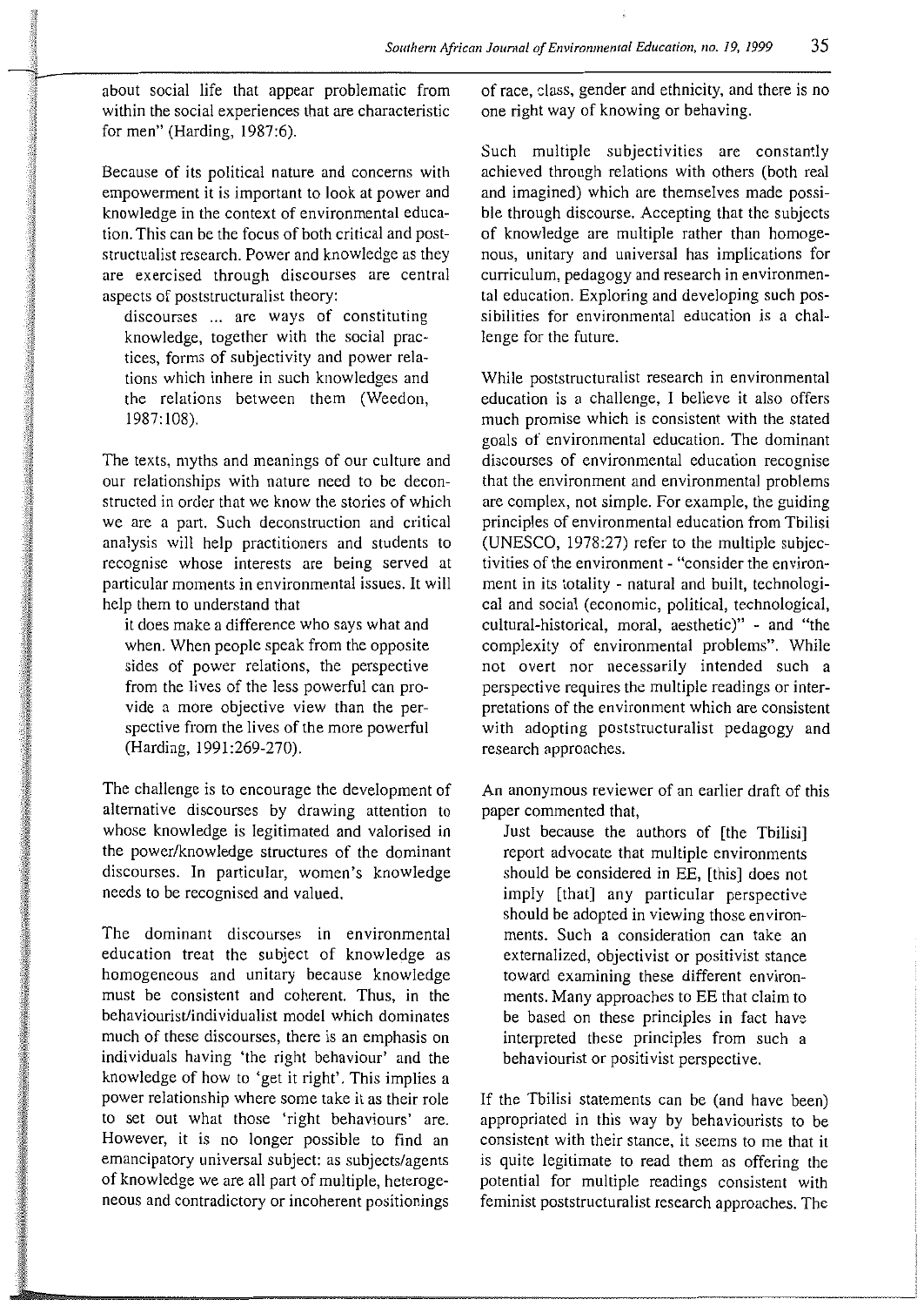about social life that appear problematic from within the social experiences that are characteristic for men" (Harding, 1987:6).

Because of its political nature and concerns with empowerment it is important to look at power and knowledge in the context of environmental education. This can be the focus of both critical and poststructualist research. Power and knowledge as they are exercised through discourses are central aspects of poststructuralist theory:

> discourses ... are ways of constituting knowledge, together with the social practices, forms of subjectivity and power relations which inhere in such knowledges and the relations between them (Weedon, 1987:108).

The texts, myths and meanings of our culture and our relationships with nature need to be deconstructed in order that we know the stories of which we are a part. Such deconstruction and critical analysis will help practitioners and students to recognise whose interests are being served at particular moments in environmental issues. It will help them to understand that

> it does make a difference who says what and when. When people speak from the opposite sides of power relations, the perspective from the lives of the less powerful can provide a more objective view than the perspective from the lives of the more powerful (Harding, 1991:269-270).

The challenge is to encourage the development of alternative discourses by drawing attention to whose knowledge is legitimated and valorised in the power/knowledge structures of the dominant discourses. In particular, women's knowledge needs to be recognised and valued.

The dominant discourses in environmental education treat the subject of knowledge as homogeneous and unitary because knowledge must be consistent and coherent. Thus, in the behaviourist/individualist model which dominates much of these discourses, there is an emphasis on individuals having 'the right behaviour' and the knowledge of how to 'get it right'. This implies a power relationship where some take it as their role to set out what those 'right behaviours' are. However, it is no longer possible to find an emancipatory universal subject: as subjects/agents of knowledge we are all part of multiple, heterogeneous and contradictory or incoherent positionings of race, class, gender and ethnicity, and there is no one right way of knowing or behaving.

Such multiple subjectivities are constantly achieved through relations with others (both real and imagined) which are themselves made possible through discourse. Accepting that the subjects of knowledge are multiple rather than homogenous, unitary and universal has implications for curriculum, pedagogy and research in environmental education. Exploring and developing such possibilities for environmental education is a challenge for the future.

While poststructuralist research in environmental education is a challenge, I believe it also offers much promise which is consistent with the stated goals of environmental education. The dominant discourses of environmental education recognise that the environment and environmental problems are complex, not simple. For example, the guiding principles of environmental education from Tbilisi (UNESCO, 1978:27) refer to the multiple subjectivities of the environment - "consider the environment in its totality - natural and built, technological and social (economic, political, technological, cultural-historical, moral, aesthetic)" - and "the complexity of environmental problems". While not overt nor necessarily intended such a perspective requires the multiple readings or interpretations of the environment which are consistent with adopting poststructuralist pedagogy and research approaches.

An anonymous reviewer of an earlier draft of this paper commented that,

> Just because the authors of [the Tbilisi] report advocate that multiple environments should be considered in EE, [this] does not imply [that] any particular perspective should be adopted in viewing those environments. Such a consideration can take an externalized, objectivist or positivist stance toward examining these different environments. Many approaches to EE that claim to be based on these principles in fact have interpreted these principles from such a behaviourist or positivist perspective.

If the Tbilisi statements can be (and have been) appropriated in this way by behaviourists to be consistent with their stance, it seems to me that it is quite legitimate to read them as offering the potential for multiple readings consistent with feminist poststructuralist research approaches. The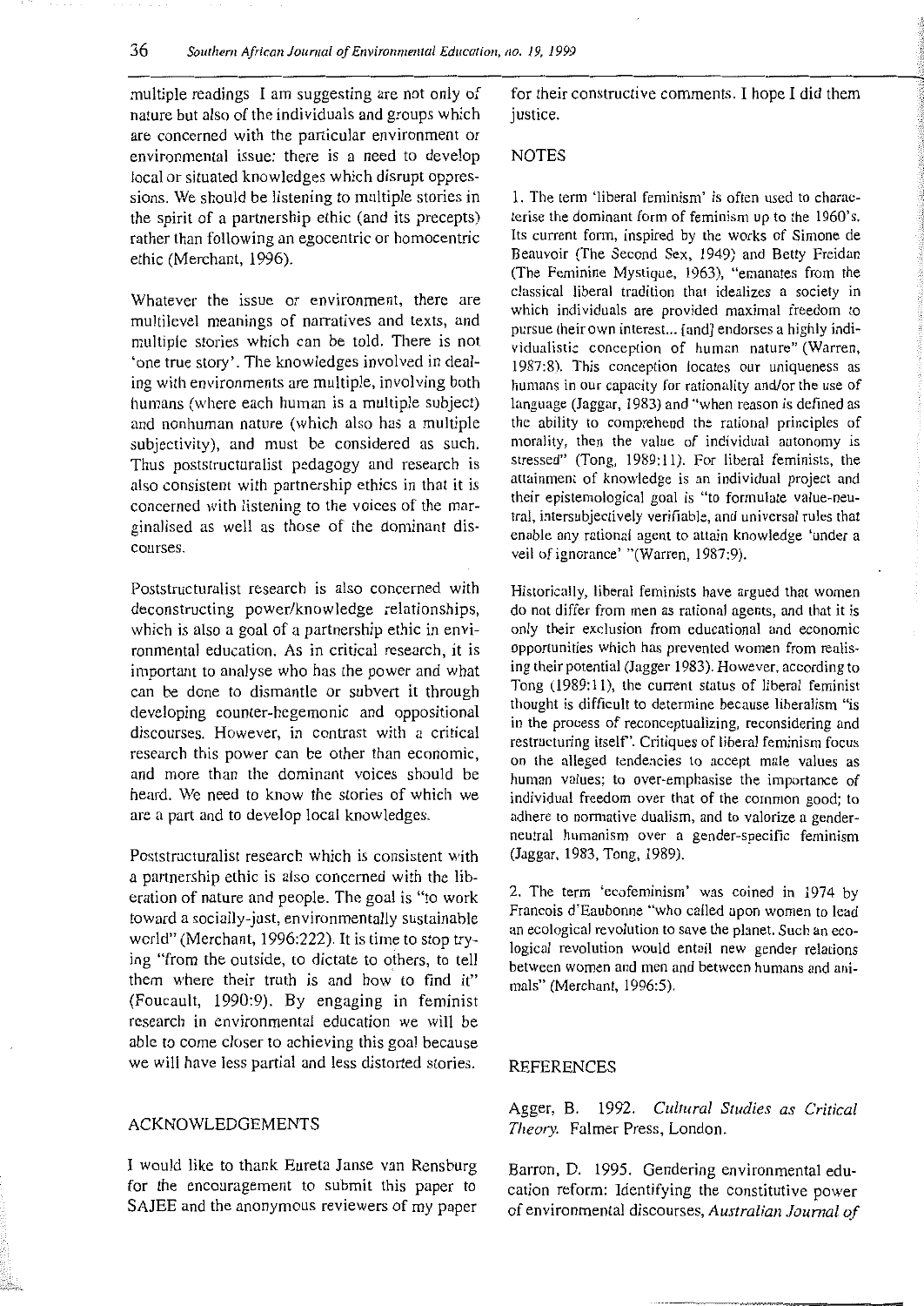multiple readings I am suggesting are not only of nature but also of the individuals and groups which are concerned with the particular environment or environmental issue: there is a need to develop local or situated knowledges which disrupt oppressions. We should be listening to multiple stories in the spirit of a partnership ethic (and its precepts) rather than following an egocentric or homocentric ethic (Merchant, 1996).

Whatever the issue or environment, there are multilevel meanings of narratives and texts, and multiple stories which can be told. There is not 'one true story'. The knowledges involved in dealing with environments are multiple, involving both humans (where each human is a multiple subject) and nonhuman nature (which also has a multiple subjectivity), and must be considered as such. Thus poststructuralist pedagogy and research is also consistent with partnership ethics in that it is concerned with listening to the voices of the marginalised as well as those of the dominant discourses.

Poststructuralist research is also concerned with deconstructing power/knowledge relationships, which is also a goal of a partnership ethic in environmental education. As in critical research, it is important to analyse who has the power and what can be done to dismantle or subvert it through developing counter-hegemonic and oppositional discourses. However, in contrast with a critical research this power can be other than economic, and more than the dominant voices should be heard. We need to know the stories of which we are a part and to develop local knowledges.

Poststructuralist research which is consistent with a partnership ethic is also concerned with the liberation of nature and people. The goal is "to work toward a socially-just, environmentally sustainable world" (Merchant, 1996:222). It is time to stop trying "from the outside, to dictate to others, to tell them where their truth is and how to find it" (Foucault, 1990:9). By engaging in feminist research in environmental education we will be able to come closer to achieving this goal because we will have less partial and less distorted stories.

## ACKNOWLEDGEMENTS

I would like to thank Eureta Janse van Rensburg for the encouragement to submit this paper to SAJEE and the anonymous reviewers of my paper for their constructive comments. I hope I did them justice.

## NOTES

1. The term 'liberal feminism' is often used to characterise the dominant form of feminism up to the 1960's. Its current form, inspired by the works of Simone de Beauvoir (The Second Sex, 1949) and Betty Freidan (The Feminine Mystique, 1963), "emanates from the classical liberal tradition that idealizes a society in which individuals are provided maximal freedom to pursue their own interest... [and] endorses a highly individualistic conception of human nature" (Warren, 1987:8). This conception locates our uniqueness as humans in our capacity for rationality and/or the use of language (Jaggar, 1983) and "when reason is defined as the ability to comprehend the rational principles of morality, then the value of individual autonomy is stressed" (Tong, 1989:11). For liberal feminists, the attainment of knowledge is an individual project and their epistemological goal is "to formulate value-neutral, intersubjectively verifiable, and universal rules that enable any rational agent to attain knowledge 'under a veil of ignorance' "(Warren, 1987:9).

Historically, liberal feminists have argued that women do not differ from men as rational agents, and that it is only their exclusion from educational and economic opportunities which has prevented women from realising their potential (Jagger 1983). However, according to Tong (1989:11), the current status of liberal feminist thought is difficult to determine because liberalism "is in the process of reconceptualizing, reconsidering and restructuring itself". Critiques of liberal feminism focus on the alleged tendencies to accept male values as human values; to over-emphasise the importance of individual freedom over that of the common good; to adhere to normative dualism, and to valorize a gender-neutral humanism over a gender-specific feminism (Jaggar, 1983, Tong, 1989).

2. The term 'ecofeminism' was coined in 1974 by Francois d'Eaubonne "who called upon women to lead an ecological revolution to save the planet. Such an ecological revolution would entail new gender relations between women and men and between humans and animals" (Merchant, 1996:5).

## REFERENCES

Agger, B. 1992. *Cultural Studies as Critical Theory.* Falmer Press, London.

Barron, D. 1995. Gendering environmental education reform: Identifying the constitutive power of environmental discourses, *Australian Journal of*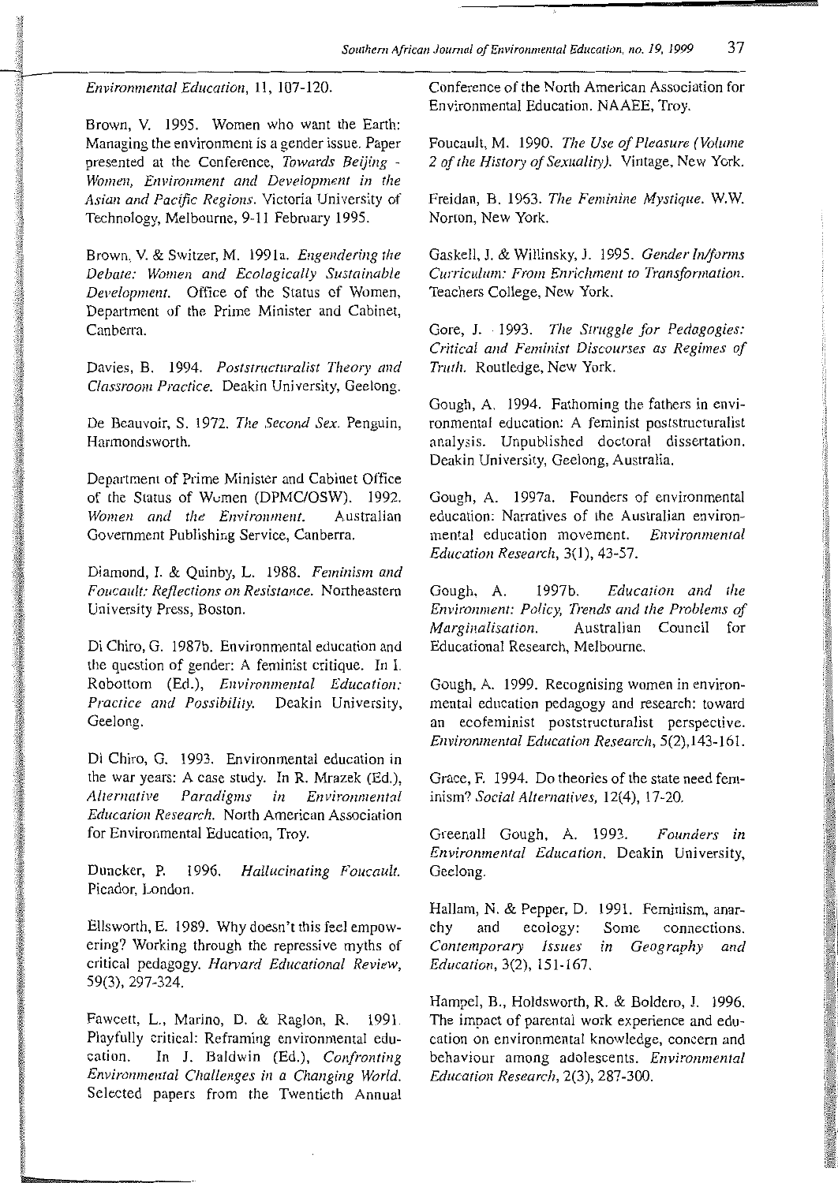*Environmental Education*, 11, 107-120.

Brown, V. 1995. Women who want the Earth: Managing the environment is a gender issue. Paper presented at the Conference, *Towards Beijing - Women, Environment and Development in the Asian and Pacific Regions*. Victoria University of Technology, Melbourne, 9-11 February 1995.

Brown, V. & Switzer, M. 1991a. *Engendering the Debate: Women and Ecologically Sustainable Development*. Office of the Status of Women, Department of the Prime Minister and Cabinet, Canberra.

Davies, B. 1994. *Poststructuralist Theory and Classroom Practice*. Deakin University, Geelong.

De Beauvoir, S. 1972. *The Second Sex*. Penguin, Harmondsworth.

Department of Prime Minister and Cabinet Office of the Status of Women (DPMC/OSW). 1992. *Women and the Environment*. Australian Government Publishing Service, Canberra.

Diamond, I. & Quinby, L. 1988. *Feminism and Foucault: Reflections on Resistance*. Northeastern University Press, Boston.

Di Chiro, G. 1987b. Environmental education and the question of gender: A feminist critique. In I. Robottom (Ed.), *Environmental Education: Practice and Possibility*. Deakin University, Geelong.

Di Chiro, G. 1993. Environmental education in the war years: A case study. In R. Mrazek (Ed.), *Alternative Paradigms in Environmental Education Research*. North American Association for Environmental Education, Troy.

Duncker, P. 1996. *Hallucinating Foucault*. Picador, London.

Ellsworth, E. 1989. Why doesn't this feel empowering? Working through the repressive myths of critical pedagogy. *Harvard Educational Review*, 59(3), 297-324.

Fawcett, L., Marino, D. & Raglon, R. 1991. Playfully critical: Reframing environmental education. In J. Baldwin (Ed.), *Confronting Environmental Challenges in a Changing World*. Selected papers from the Twentieth Annual Conference of the North American Association for Environmental Education. NAAEE, Troy.

Foucault, M. 1990. *The Use of Pleasure (Volume 2 of the History of Sexuality)*. Vintage, New York.

Freidan, B. 1963. *The Feminine Mystique*. W.W. Norton, New York.

Gaskell, J. & Willinsky, J. 1995. *Gender In/forms Curriculum: From Enrichment to Transformation*. Teachers College, New York.

Gore, J. 1993. *The Struggle for Pedagogies: Critical and Feminist Discourses as Regimes of Truth*. Routledge, New York.

Gough, A. 1994. Fathoming the fathers in environmental education: A feminist poststructuralist analysis. Unpublished doctoral dissertation. Deakin University, Geelong, Australia.

Gough, A. 1997a. Founders of environmental education: Narratives of the Australian environmental education movement. *Environmental Education Research*, 3(1), 43-57.

Gough, A. 1997b. *Education and the Environment: Policy, Trends and the Problems of Marginalisation*. Australian Council for Educational Research, Melbourne.

Gough, A. 1999. Recognising women in environmental education pedagogy and research: toward an ecofeminist poststructuralist perspective. *Environmental Education Research*, 5(2),143-161.

Grace, F. 1994. Do theories of the state need feminism? *Social Alternatives*, 12(4), 17-20.

Greenall Gough, A. 1993. *Founders in Environmental Education*. Deakin University, Geelong.

Hallam, N. & Pepper, D. 1991. Feminism, anarchy and ecology: Some connections. *Contemporary Issues in Geography and Education*, 3(2), 151-167.

Hampel, B., Holdsworth, R. & Boldero, J. 1996. The impact of parental work experience and education on environmental knowledge, concern and behaviour among adolescents. *Environmental Education Research*, 2(3), 287-300.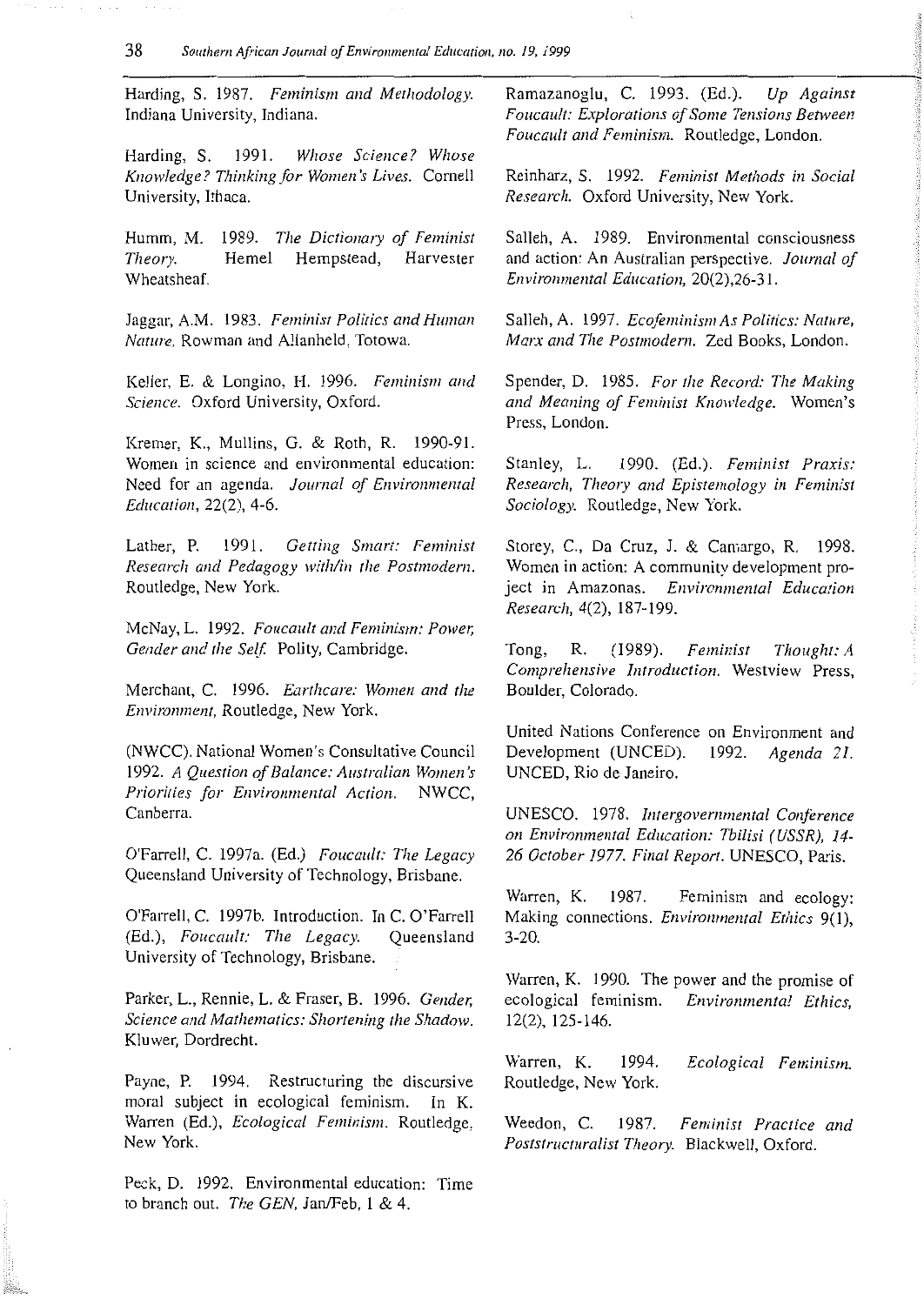Harding, S. 1987. *Feminism and Methodology.* Indiana University, Indiana.

Harding, S. 1991. *Whose Science? Whose Knowledge? Thinking for Women's Lives.* Cornell University, Ithaca.

Humm, M. 1989. *The Dictionary of Feminist Theory.* Hemel Hempstead, Harvester Wheatsheaf.

Jaggar, A.M. 1983. *Feminist Politics and Human Nature.* Rowman and Allanheld, Totowa.

Keller, E. & Longino, H. 1996. *Feminism and Science.* Oxford University, Oxford.

Kremer, K., Mullins, G. & Roth, R. 1990-91. Women in science and environmental education: Need for an agenda. *Journal of Environmental Education,* 22(2), 4-6.

Lather, P. 1991. *Getting Smart: Feminist Research and Pedagogy with/in the Postmodern.* Routledge, New York.

McNay, L. 1992. *Foucault and Feminism: Power, Gender and the Self.* Polity, Cambridge.

Merchant, C. 1996. *Earthcare: Women and the Environment,* Routledge, New York.

(NWCC). National Women's Consultative Council 1992. *A Question of Balance: Australian Women's Priorities for Environmental Action.* NWCC, Canberra.

O'Farrell, C. 1997a. (Ed.) *Foucault: The Legacy* Queensland University of Technology, Brisbane.

O'Farrell, C. 1997b. Introduction. In C. O'Farrell (Ed.), *Foucault: The Legacy.* Queensland University of Technology, Brisbane.

Parker, L., Rennie, L. & Fraser, B. 1996. *Gender, Science and Mathematics: Shortening the Shadow.* Kluwer, Dordrecht.

Payne, P. 1994. Restructuring the discursive moral subject in ecological feminism. In K. Warren (Ed.), *Ecological Feminism.* Routledge, New York.

Peck, D. 1992. Environmental education: Time to branch out. *The GEN,* Jan/Feb, 1 & 4.

Ramazanoglu, C. 1993. (Ed.). *Up Against Foucault: Explorations of Some Tensions Between Foucault and Feminism.* Routledge, London.

Reinharz, S. 1992. *Feminist Methods in Social Research.* Oxford University, New York.

Salleh, A. 1989. Environmental consciousness and action: An Australian perspective. *Journal of Environmental Education,* 20(2),26-31.

Salleh, A. 1997. *Ecofeminism As Politics: Nature, Marx and The Postmodern.* Zed Books, London.

Spender, D. 1985. *For the Record: The Making and Meaning of Feminist Knowledge.* Women's Press, London.

Stanley, L. 1990. (Ed.). *Feminist Praxis: Research, Theory and Epistemology in Feminist Sociology.* Routledge, New York.

Storey, C., Da Cruz, J. & Camargo, R. 1998. Women in action: A community development project in Amazonas. *Environmental Education Research,* 4(2), 187-199.

Tong, R. (1989). *Feminist Thought: A Comprehensive Introduction.* Westview Press, Boulder, Colorado.

United Nations Conference on Environment and Development (UNCED). 1992. *Agenda 21.* UNCED, Rio de Janeiro.

UNESCO. 1978. *Intergovernmental Conference on Environmental Education: Tbilisi (USSR), 14-26 October 1977. Final Report.* UNESCO, Paris.

Warren, K. 1987. Feminism and ecology: Making connections. *Environmental Ethics* 9(1), 3-20.

Warren, K. 1990. The power and the promise of ecological feminism. *Environmental Ethics,* 12(2), 125-146.

Warren, K. 1994. *Ecological Feminism.* Routledge, New York.

Weedon, C. 1987. *Feminist Practice and Poststructuralist Theory.* Blackwell, Oxford.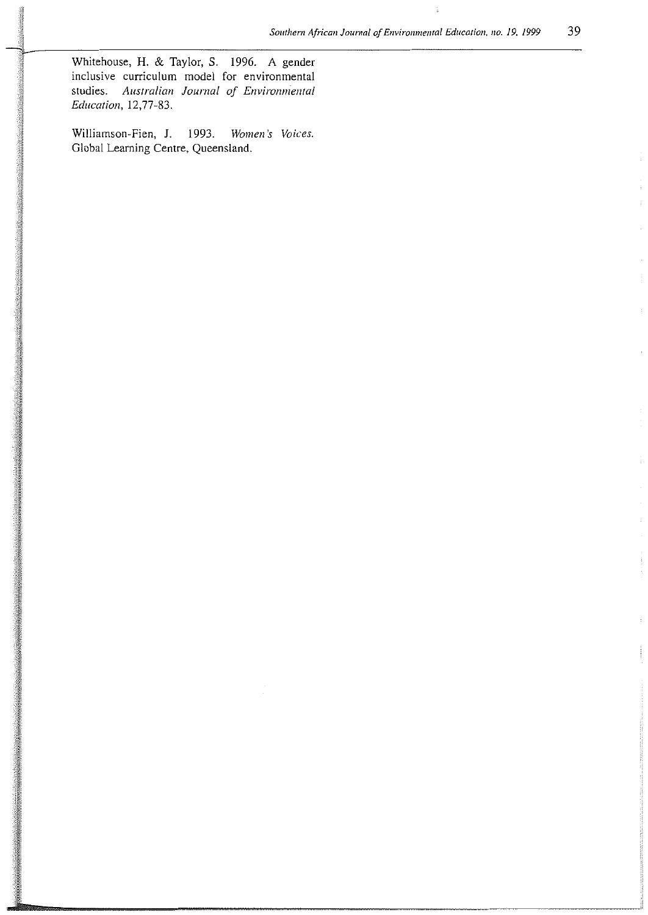Whitehouse, H. & Taylor, S. 1996. A gender inclusive curriculum model for environmental studies. *Australian Journal of Environmental Education*, 12,77-83.

Williamson-Fien, J. 1993. *Women's Voices.* Global Learning Centre, Queensland.